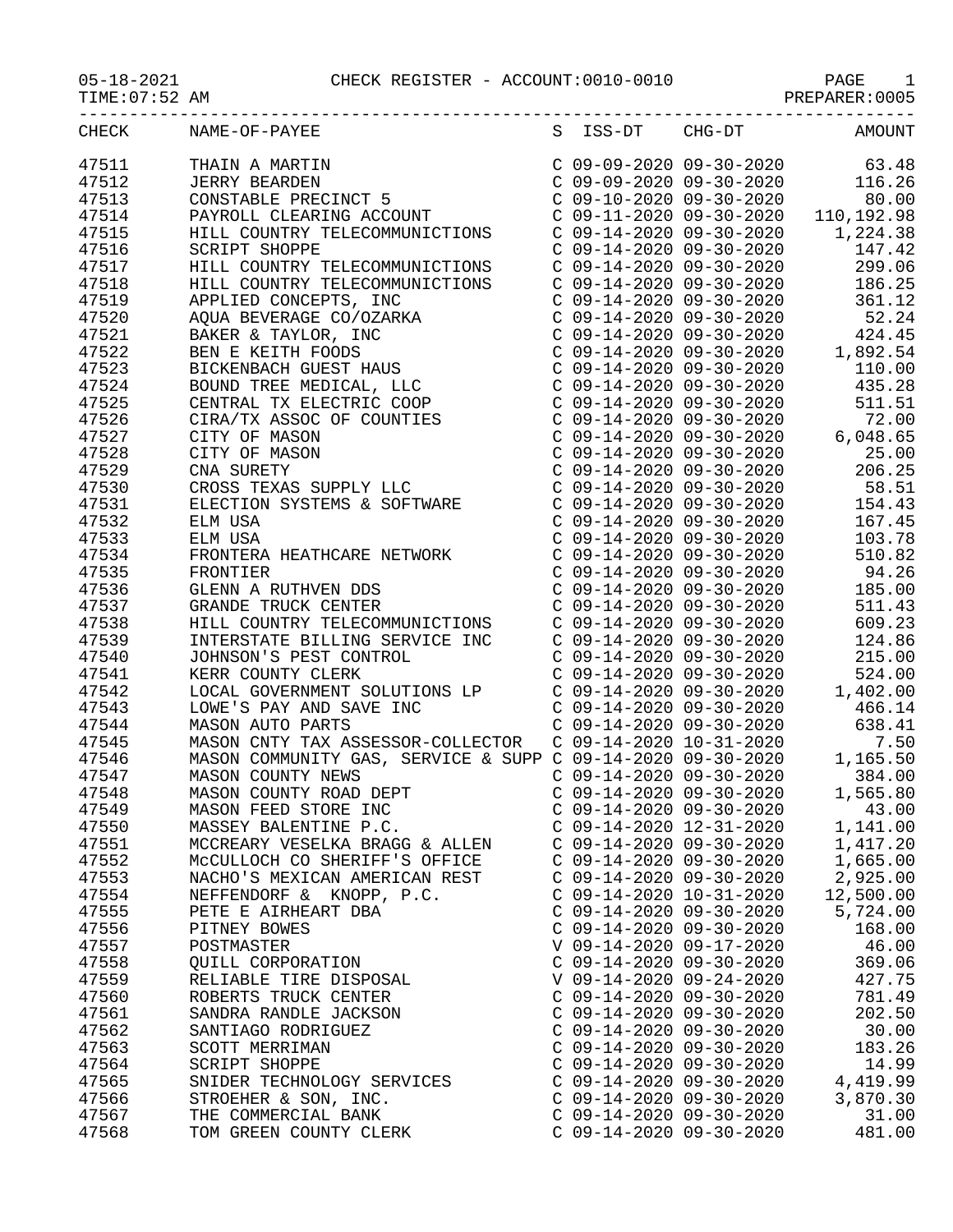05-18-2021 CHECK REGISTER - ACCOUNT:0010-0010

TIME:07:52 AM PREPARER:0005

| CHECK | NAME-OF-PAYEE | S | ISS-DT | CHG-DT | AMOUNT |
|---|---|---|---|---|---|
| 47511 | THAIN A MARTIN | C | 09-09-2020 | 09-30-2020 | 63.48 |
| 47512 | JERRY BEARDEN | C | 09-09-2020 | 09-30-2020 | 116.26 |
| 47513 | CONSTABLE PRECINCT 5 | C | 09-10-2020 | 09-30-2020 | 80.00 |
| 47514 | PAYROLL CLEARING ACCOUNT | C | 09-11-2020 | 09-30-2020 | 110,192.98 |
| 47515 | HILL COUNTRY TELECOMMUNICTIONS | C | 09-14-2020 | 09-30-2020 | 1,224.38 |
| 47516 | SCRIPT SHOPPE | C | 09-14-2020 | 09-30-2020 | 147.42 |
| 47517 | HILL COUNTRY TELECOMMUNICTIONS | C | 09-14-2020 | 09-30-2020 | 299.06 |
| 47518 | HILL COUNTRY TELECOMMUNICTIONS | C | 09-14-2020 | 09-30-2020 | 186.25 |
| 47519 | APPLIED CONCEPTS, INC | C | 09-14-2020 | 09-30-2020 | 361.12 |
| 47520 | AQUA BEVERAGE CO/OZARKA | C | 09-14-2020 | 09-30-2020 | 52.24 |
| 47521 | BAKER & TAYLOR, INC | C | 09-14-2020 | 09-30-2020 | 424.45 |
| 47522 | BEN E KEITH FOODS | C | 09-14-2020 | 09-30-2020 | 1,892.54 |
| 47523 | BICKENBACH GUEST HAUS | C | 09-14-2020 | 09-30-2020 | 110.00 |
| 47524 | BOUND TREE MEDICAL, LLC | C | 09-14-2020 | 09-30-2020 | 435.28 |
| 47525 | CENTRAL TX ELECTRIC COOP | C | 09-14-2020 | 09-30-2020 | 511.51 |
| 47526 | CIRA/TX ASSOC OF COUNTIES | C | 09-14-2020 | 09-30-2020 | 72.00 |
| 47527 | CITY OF MASON | C | 09-14-2020 | 09-30-2020 | 6,048.65 |
| 47528 | CITY OF MASON | C | 09-14-2020 | 09-30-2020 | 25.00 |
| 47529 | CNA SURETY | C | 09-14-2020 | 09-30-2020 | 206.25 |
| 47530 | CROSS TEXAS SUPPLY LLC | C | 09-14-2020 | 09-30-2020 | 58.51 |
| 47531 | ELECTION SYSTEMS & SOFTWARE | C | 09-14-2020 | 09-30-2020 | 154.43 |
| 47532 | ELM USA | C | 09-14-2020 | 09-30-2020 | 167.45 |
| 47533 | ELM USA | C | 09-14-2020 | 09-30-2020 | 103.78 |
| 47534 | FRONTERA HEATHCARE NETWORK | C | 09-14-2020 | 09-30-2020 | 510.82 |
| 47535 | FRONTIER | C | 09-14-2020 | 09-30-2020 | 94.26 |
| 47536 | GLENN A RUTHVEN DDS | C | 09-14-2020 | 09-30-2020 | 185.00 |
| 47537 | GRANDE TRUCK CENTER | C | 09-14-2020 | 09-30-2020 | 511.43 |
| 47538 | HILL COUNTRY TELECOMMUNICTIONS | C | 09-14-2020 | 09-30-2020 | 609.23 |
| 47539 | INTERSTATE BILLING SERVICE INC | C | 09-14-2020 | 09-30-2020 | 124.86 |
| 47540 | JOHNSON'S PEST CONTROL | C | 09-14-2020 | 09-30-2020 | 215.00 |
| 47541 | KERR COUNTY CLERK | C | 09-14-2020 | 09-30-2020 | 524.00 |
| 47542 | LOCAL GOVERNMENT SOLUTIONS LP | C | 09-14-2020 | 09-30-2020 | 1,402.00 |
| 47543 | LOWE'S PAY AND SAVE INC | C | 09-14-2020 | 09-30-2020 | 466.14 |
| 47544 | MASON AUTO PARTS | C | 09-14-2020 | 09-30-2020 | 638.41 |
| 47545 | MASON CNTY TAX ASSESSOR-COLLECTOR | C | 09-14-2020 | 10-31-2020 | 7.50 |
| 47546 | MASON COMMUNITY GAS, SERVICE & SUPP | C | 09-14-2020 | 09-30-2020 | 1,165.50 |
| 47547 | MASON COUNTY NEWS | C | 09-14-2020 | 09-30-2020 | 384.00 |
| 47548 | MASON COUNTY ROAD DEPT | C | 09-14-2020 | 09-30-2020 | 1,565.80 |
| 47549 | MASON FEED STORE INC | C | 09-14-2020 | 09-30-2020 | 43.00 |
| 47550 | MASSEY BALENTINE P.C. | C | 09-14-2020 | 12-31-2020 | 1,141.00 |
| 47551 | MCCREARY VESELKA BRAGG & ALLEN | C | 09-14-2020 | 09-30-2020 | 1,417.20 |
| 47552 | McCULLOCH CO SHERIFF'S OFFICE | C | 09-14-2020 | 09-30-2020 | 1,665.00 |
| 47553 | NACHO'S MEXICAN AMERICAN REST | C | 09-14-2020 | 09-30-2020 | 2,925.00 |
| 47554 | NEFFENDORF & KNOPP, P.C. | C | 09-14-2020 | 10-31-2020 | 12,500.00 |
| 47555 | PETE E AIRHEART DBA | C | 09-14-2020 | 09-30-2020 | 5,724.00 |
| 47556 | PITNEY BOWES | C | 09-14-2020 | 09-30-2020 | 168.00 |
| 47557 | POSTMASTER | V | 09-14-2020 | 09-17-2020 | 46.00 |
| 47558 | QUILL CORPORATION | C | 09-14-2020 | 09-30-2020 | 369.06 |
| 47559 | RELIABLE TIRE DISPOSAL | V | 09-14-2020 | 09-24-2020 | 427.75 |
| 47560 | ROBERTS TRUCK CENTER | C | 09-14-2020 | 09-30-2020 | 781.49 |
| 47561 | SANDRA RANDLE JACKSON | C | 09-14-2020 | 09-30-2020 | 202.50 |
| 47562 | SANTIAGO RODRIGUEZ | C | 09-14-2020 | 09-30-2020 | 30.00 |
| 47563 | SCOTT MERRIMAN | C | 09-14-2020 | 09-30-2020 | 183.26 |
| 47564 | SCRIPT SHOPPE | C | 09-14-2020 | 09-30-2020 | 14.99 |
| 47565 | SNIDER TECHNOLOGY SERVICES | C | 09-14-2020 | 09-30-2020 | 4,419.99 |
| 47566 | STROEHER & SON, INC. | C | 09-14-2020 | 09-30-2020 | 3,870.30 |
| 47567 | THE COMMERCIAL BANK | C | 09-14-2020 | 09-30-2020 | 31.00 |
| 47568 | TOM GREEN COUNTY CLERK | C | 09-14-2020 | 09-30-2020 | 481.00 |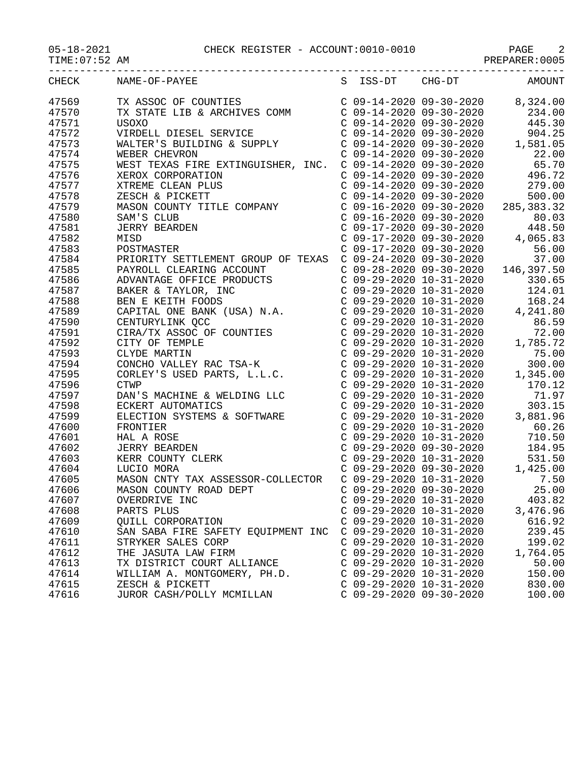CHECK REGISTER - ACCOUNT:0010-0010

05-18-2021
TIME:07:52 AM
PREPARER:0005

| CHECK | NAME-OF-PAYEE | S | ISS-DT | CHG-DT | AMOUNT |
|---|---|---|---|---|---|
| 47569 | TX ASSOC OF COUNTIES | C | 09-14-2020 | 09-30-2020 | 8,324.00 |
| 47570 | TX STATE LIB & ARCHIVES COMM | C | 09-14-2020 | 09-30-2020 | 234.00 |
| 47571 | USOXO | C | 09-14-2020 | 09-30-2020 | 445.30 |
| 47572 | VIRDELL DIESEL SERVICE | C | 09-14-2020 | 09-30-2020 | 904.25 |
| 47573 | WALTER'S BUILDING & SUPPLY | C | 09-14-2020 | 09-30-2020 | 1,581.05 |
| 47574 | WEBER CHEVRON | C | 09-14-2020 | 09-30-2020 | 22.00 |
| 47575 | WEST TEXAS FIRE EXTINGUISHER, INC. | C | 09-14-2020 | 09-30-2020 | 65.70 |
| 47576 | XEROX CORPORATION | C | 09-14-2020 | 09-30-2020 | 496.72 |
| 47577 | XTREME CLEAN PLUS | C | 09-14-2020 | 09-30-2020 | 279.00 |
| 47578 | ZESCH & PICKETT | C | 09-14-2020 | 09-30-2020 | 500.00 |
| 47579 | MASON COUNTY TITLE COMPANY | C | 09-16-2020 | 09-30-2020 | 285,383.32 |
| 47580 | SAM'S CLUB | C | 09-16-2020 | 09-30-2020 | 80.03 |
| 47581 | JERRY BEARDEN | C | 09-17-2020 | 09-30-2020 | 448.50 |
| 47582 | MISD | C | 09-17-2020 | 09-30-2020 | 4,065.83 |
| 47583 | POSTMASTER | C | 09-17-2020 | 09-30-2020 | 56.00 |
| 47584 | PRIORITY SETTLEMENT GROUP OF TEXAS | C | 09-24-2020 | 09-30-2020 | 37.00 |
| 47585 | PAYROLL CLEARING ACCOUNT | C | 09-28-2020 | 09-30-2020 | 146,397.50 |
| 47586 | ADVANTAGE OFFICE PRODUCTS | C | 09-29-2020 | 10-31-2020 | 330.65 |
| 47587 | BAKER & TAYLOR, INC | C | 09-29-2020 | 10-31-2020 | 124.01 |
| 47588 | BEN E KEITH FOODS | C | 09-29-2020 | 10-31-2020 | 168.24 |
| 47589 | CAPITAL ONE BANK (USA) N.A. | C | 09-29-2020 | 10-31-2020 | 4,241.80 |
| 47590 | CENTURYLINK QCC | C | 09-29-2020 | 10-31-2020 | 86.59 |
| 47591 | CIRA/TX ASSOC OF COUNTIES | C | 09-29-2020 | 10-31-2020 | 72.00 |
| 47592 | CITY OF TEMPLE | C | 09-29-2020 | 10-31-2020 | 1,785.72 |
| 47593 | CLYDE MARTIN | C | 09-29-2020 | 10-31-2020 | 75.00 |
| 47594 | CONCHO VALLEY RAC TSA-K | C | 09-29-2020 | 10-31-2020 | 300.00 |
| 47595 | CORLEY'S USED PARTS, L.L.C. | C | 09-29-2020 | 10-31-2020 | 1,345.00 |
| 47596 | CTWP | C | 09-29-2020 | 10-31-2020 | 170.12 |
| 47597 | DAN'S MACHINE & WELDING LLC | C | 09-29-2020 | 10-31-2020 | 71.97 |
| 47598 | ECKERT AUTOMATICS | C | 09-29-2020 | 10-31-2020 | 303.15 |
| 47599 | ELECTION SYSTEMS & SOFTWARE | C | 09-29-2020 | 10-31-2020 | 3,881.96 |
| 47600 | FRONTIER | C | 09-29-2020 | 10-31-2020 | 60.26 |
| 47601 | HAL A ROSE | C | 09-29-2020 | 10-31-2020 | 710.50 |
| 47602 | JERRY BEARDEN | C | 09-29-2020 | 09-30-2020 | 184.95 |
| 47603 | KERR COUNTY CLERK | C | 09-29-2020 | 10-31-2020 | 531.50 |
| 47604 | LUCIO MORA | C | 09-29-2020 | 09-30-2020 | 1,425.00 |
| 47605 | MASON CNTY TAX ASSESSOR-COLLECTOR | C | 09-29-2020 | 10-31-2020 | 7.50 |
| 47606 | MASON COUNTY ROAD DEPT | C | 09-29-2020 | 09-30-2020 | 25.00 |
| 47607 | OVERDRIVE INC | C | 09-29-2020 | 10-31-2020 | 403.82 |
| 47608 | PARTS PLUS | C | 09-29-2020 | 10-31-2020 | 3,476.96 |
| 47609 | QUILL CORPORATION | C | 09-29-2020 | 10-31-2020 | 616.92 |
| 47610 | SAN SABA FIRE SAFETY EQUIPMENT INC | C | 09-29-2020 | 10-31-2020 | 239.45 |
| 47611 | STRYKER SALES CORP | C | 09-29-2020 | 10-31-2020 | 199.02 |
| 47612 | THE JASUTA LAW FIRM | C | 09-29-2020 | 10-31-2020 | 1,764.05 |
| 47613 | TX DISTRICT COURT ALLIANCE | C | 09-29-2020 | 10-31-2020 | 50.00 |
| 47614 | WILLIAM A. MONTGOMERY, PH.D. | C | 09-29-2020 | 10-31-2020 | 150.00 |
| 47615 | ZESCH & PICKETT | C | 09-29-2020 | 10-31-2020 | 830.00 |
| 47616 | JUROR CASH/POLLY MCMILLAN | C | 09-29-2020 | 09-30-2020 | 100.00 |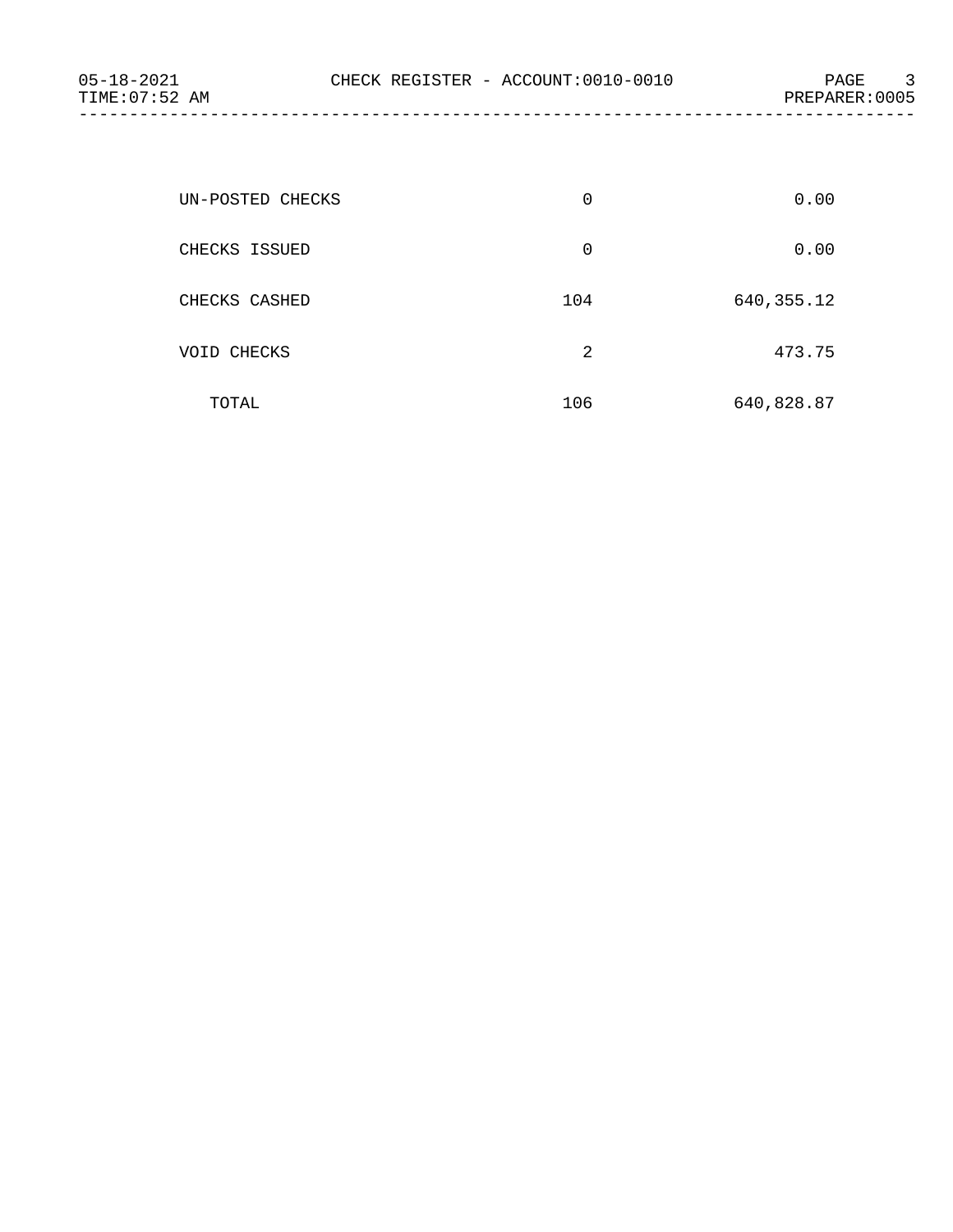| | | |
|---|---|---|
| UN-POSTED CHECKS | 0 | 0.00 |
| CHECKS ISSUED | 0 | 0.00 |
| CHECKS CASHED | 104 | 640,355.12 |
| VOID CHECKS | 2 | 473.75 |
| TOTAL | 106 | 640,828.87 |